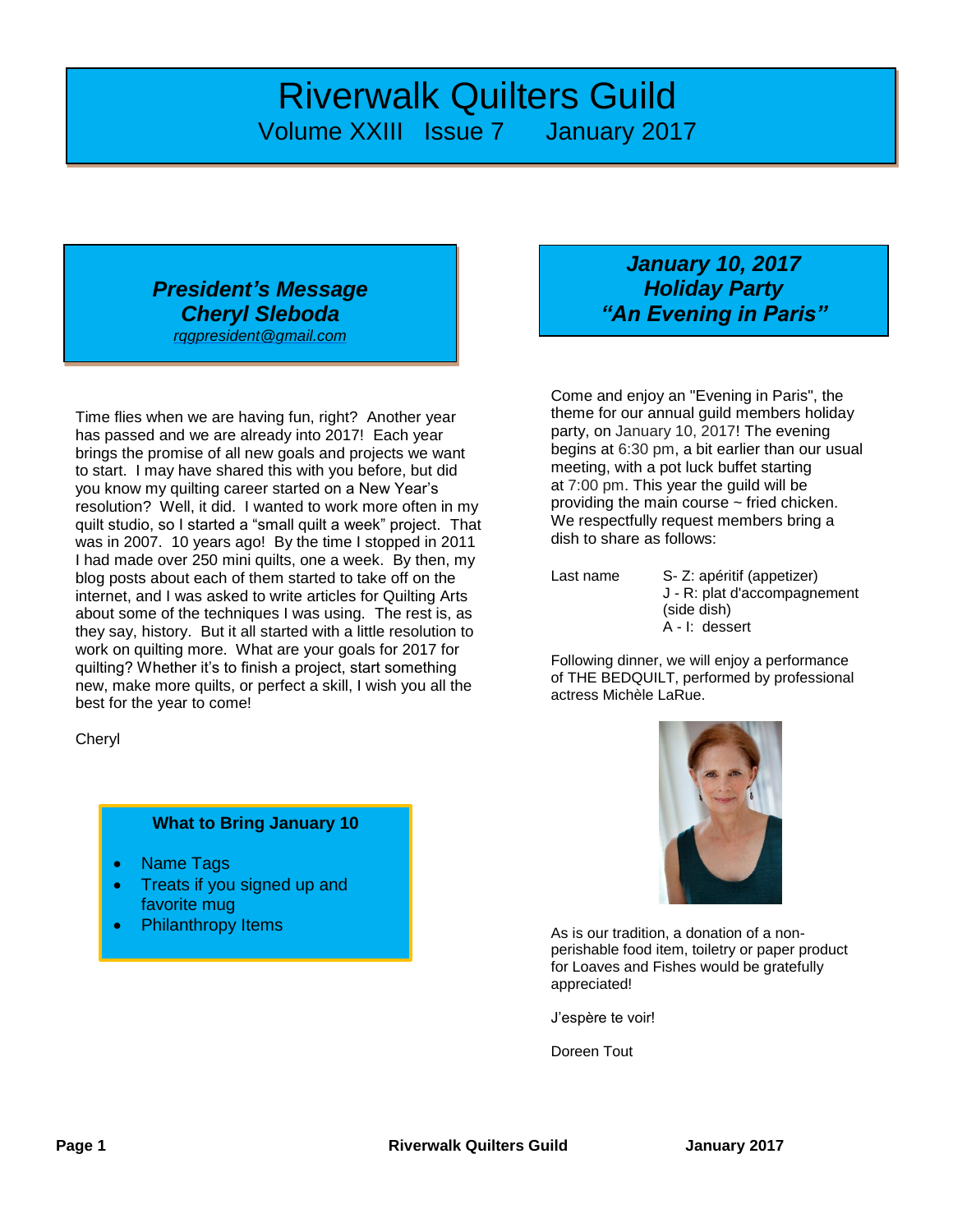# Riverwalk Quilters Guild

Volume XXIII Issue 7 January 2017

## *President's Message*
## *Cheryl Sleboda*

*rqgpresident@gmail.com*

Time flies when we are having fun, right? Another year has passed and we are already into 2017! Each year brings the promise of all new goals and projects we want to start. I may have shared this with you before, but did you know my quilting career started on a New Year's resolution? Well, it did. I wanted to work more often in my quilt studio, so I started a "small quilt a week" project. That was in 2007. 10 years ago! By the time I stopped in 2011 I had made over 250 mini quilts, one a week. By then, my blog posts about each of them started to take off on the internet, and I was asked to write articles for Quilting Arts about some of the techniques I was using. The rest is, as they say, history. But it all started with a little resolution to work on quilting more. What are your goals for 2017 for quilting? Whether it's to finish a project, start something new, make more quilts, or perfect a skill, I wish you all the best for the year to come!

Cheryl

### What to Bring January 10

- Name Tags
- Treats if you signed up and favorite mug
- Philanthropy Items

## *January 10, 2017*
## *Holiday Party*
## *"An Evening in Paris"*

Come and enjoy an "Evening in Paris", the theme for our annual guild members holiday party, on January 10, 2017! The evening begins at 6:30 pm, a bit earlier than our usual meeting, with a pot luck buffet starting at 7:00 pm. This year the guild will be providing the main course ~ fried chicken. We respectfully request members bring a dish to share as follows:

| Last name | |
|---|---|
| | S- Z: apéritif (appetizer) |
| | J - R: plat d'accompagnement (side dish) |
| | A - I: dessert |

Following dinner, we will enjoy a performance of THE BEDQUILT, performed by professional actress Michèle LaRue.

As is our tradition, a donation of a non-perishable food item, toiletry or paper product for Loaves and Fishes would be gratefully appreciated!

J'espère te voir!

Doreen Tout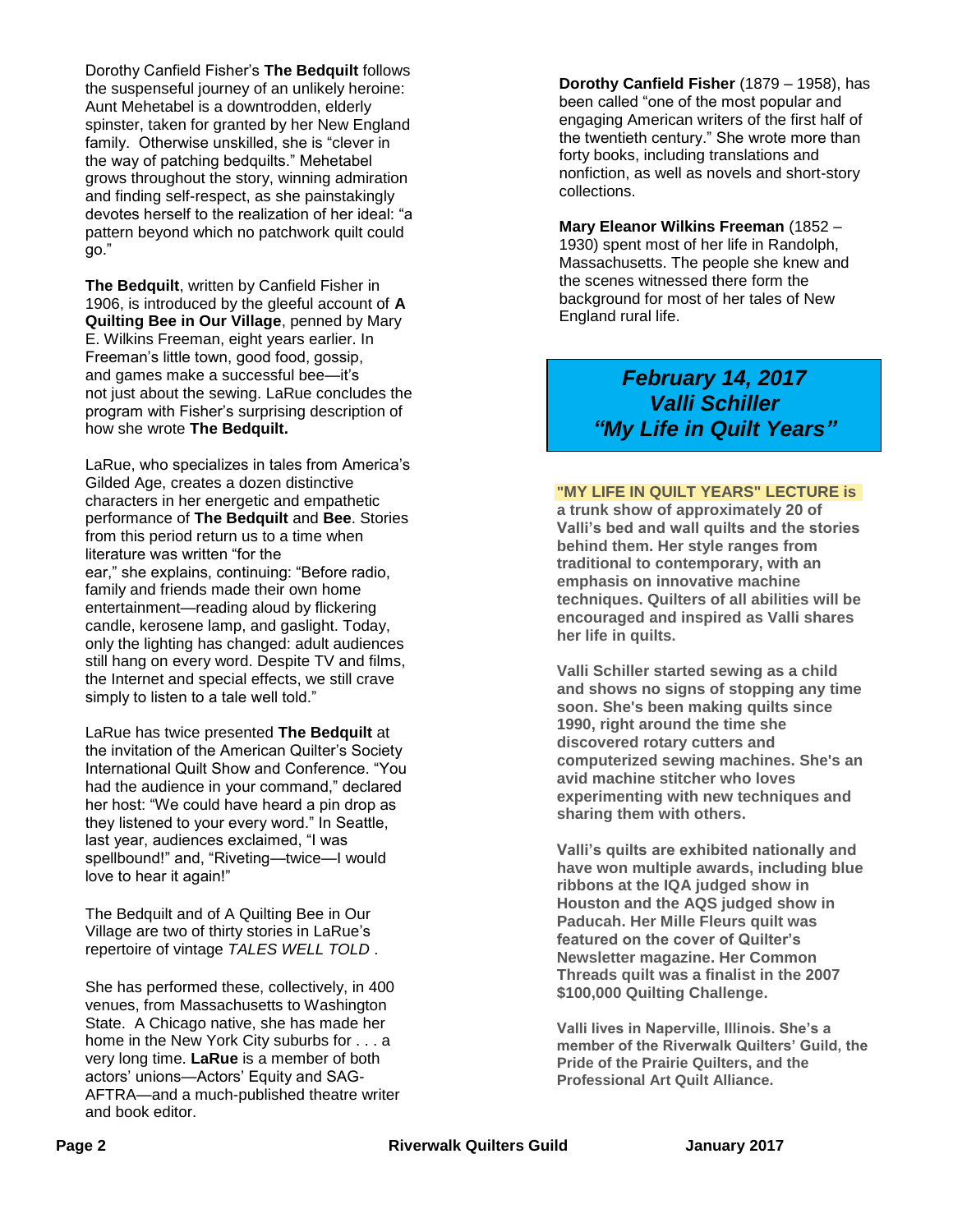Dorothy Canfield Fisher's **The Bedquilt** follows the suspenseful journey of an unlikely heroine: Aunt Mehetabel is a downtrodden, elderly spinster, taken for granted by her New England family. Otherwise unskilled, she is "clever in the way of patching bedquilts." Mehetabel grows throughout the story, winning admiration and finding self-respect, as she painstakingly devotes herself to the realization of her ideal: "a pattern beyond which no patchwork quilt could go."

**The Bedquilt**, written by Canfield Fisher in 1906, is introduced by the gleeful account of **A Quilting Bee in Our Village**, penned by Mary E. Wilkins Freeman, eight years earlier. In Freeman's little town, good food, gossip, and games make a successful bee—it's not just about the sewing. LaRue concludes the program with Fisher's surprising description of how she wrote **The Bedquilt.**

LaRue, who specializes in tales from America's Gilded Age, creates a dozen distinctive characters in her energetic and empathetic performance of **The Bedquilt** and **Bee**. Stories from this period return us to a time when literature was written "for the ear," she explains, continuing: "Before radio, family and friends made their own home entertainment—reading aloud by flickering candle, kerosene lamp, and gaslight. Today, only the lighting has changed: adult audiences still hang on every word. Despite TV and films, the Internet and special effects, we still crave simply to listen to a tale well told."

LaRue has twice presented **The Bedquilt** at the invitation of the American Quilter's Society International Quilt Show and Conference. "You had the audience in your command," declared her host: "We could have heard a pin drop as they listened to your every word." In Seattle, last year, audiences exclaimed, "I was spellbound!" and, "Riveting—twice—I would love to hear it again!"

The Bedquilt and of A Quilting Bee in Our Village are two of thirty stories in LaRue's repertoire of vintage *TALES WELL TOLD* .

She has performed these, collectively, in 400 venues, from Massachusetts to Washington State. A Chicago native, she has made her home in the New York City suburbs for . . . a very long time. **LaRue** is a member of both actors' unions—Actors' Equity and SAG-AFTRA—and a much-published theatre writer and book editor.

**Dorothy Canfield Fisher** (1879 – 1958), has been called "one of the most popular and engaging American writers of the first half of the twentieth century." She wrote more than forty books, including translations and nonfiction, as well as novels and short-story collections.

**Mary Eleanor Wilkins Freeman** (1852 – 1930) spent most of her life in Randolph, Massachusetts. The people she knew and the scenes witnessed there form the background for most of her tales of New England rural life.

## *February 14, 2017*
## *Valli Schiller*
## *"My Life in Quilt Years"*

**"MY LIFE IN QUILT YEARS" LECTURE is a trunk show of approximately 20 of Valli's bed and wall quilts and the stories behind them. Her style ranges from traditional to contemporary, with an emphasis on innovative machine techniques. Quilters of all abilities will be encouraged and inspired as Valli shares her life in quilts.**

**Valli Schiller started sewing as a child and shows no signs of stopping any time soon. She's been making quilts since 1990, right around the time she discovered rotary cutters and computerized sewing machines. She's an avid machine stitcher who loves experimenting with new techniques and sharing them with others.**

**Valli's quilts are exhibited nationally and have won multiple awards, including blue ribbons at the IQA judged show in Houston and the AQS judged show in Paducah. Her Mille Fleurs quilt was featured on the cover of Quilter's Newsletter magazine. Her Common Threads quilt was a finalist in the 2007 $100,000 Quilting Challenge.**

**Valli lives in Naperville, Illinois. She's a member of the Riverwalk Quilters' Guild, the Pride of the Prairie Quilters, and the Professional Art Quilt Alliance.**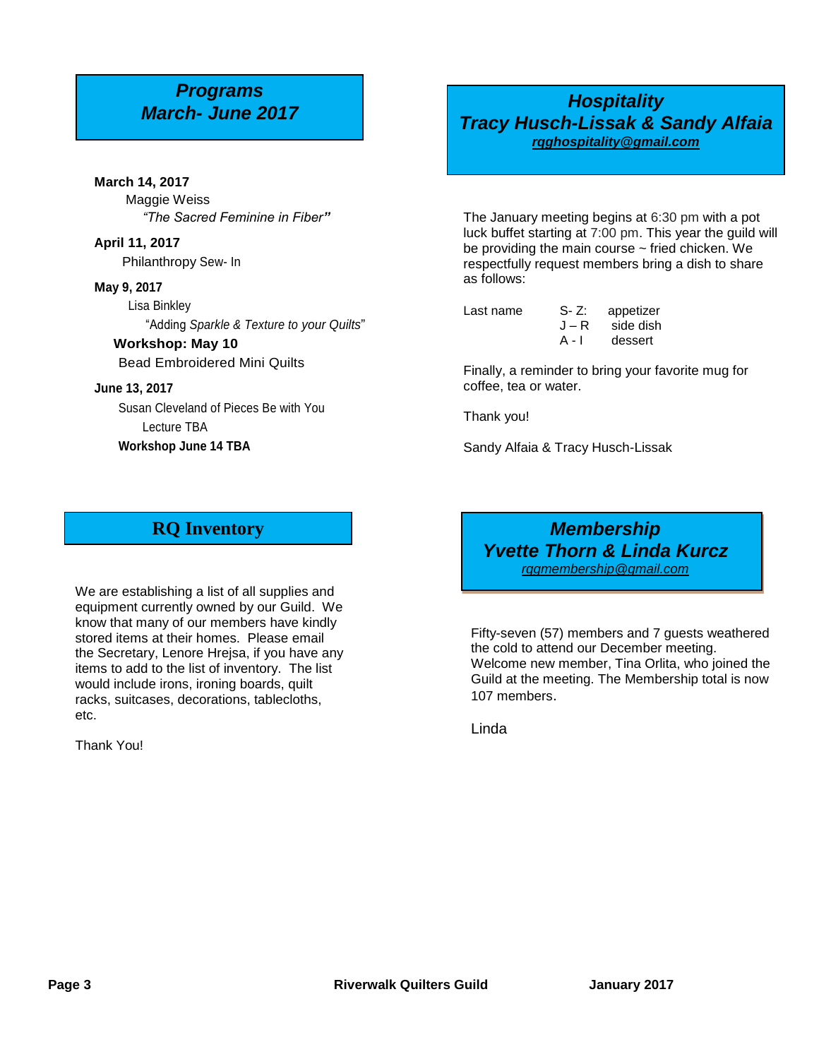## *Programs*
## *March- June 2017*

**March 14, 2017**

Maggie Weiss

*"The Sacred Feminine in Fiber"*

**April 11, 2017**

Philanthropy Sew- In

**May 9, 2017**

Lisa Binkley

"Adding *Sparkle & Texture to your Quilts*"

**Workshop: May 10**

Bead Embroidered Mini Quilts

**June 13, 2017**

Susan Cleveland of Pieces Be with You

Lecture TBA

**Workshop June 14 TBA**

## *Hospitality*
## *Tracy Husch-Lissak & Sandy Alfaia*

***rqghospitality@gmail.com***

The January meeting begins at 6:30 pm with a pot luck buffet starting at 7:00 pm. This year the guild will be providing the main course ~ fried chicken. We respectfully request members bring a dish to share as follows:

| Last name | | |
|---|---|---|
| | S- Z: | appetizer |
| | J – R | side dish |
| | A - I | dessert |

Finally, a reminder to bring your favorite mug for coffee, tea or water.

Thank you!

Sandy Alfaia & Tracy Husch-Lissak

## RQ Inventory

We are establishing a list of all supplies and equipment currently owned by our Guild. We know that many of our members have kindly stored items at their homes. Please email the Secretary, Lenore Hrejsa, if you have any items to add to the list of inventory. The list would include irons, ironing boards, quilt racks, suitcases, decorations, tablecloths, etc.

Thank You!

## *Membership*
## *Yvette Thorn & Linda Kurcz*

*rqgmembership@gmail.com*

Fifty-seven (57) members and 7 guests weathered the cold to attend our December meeting. Welcome new member, Tina Orlita, who joined the Guild at the meeting. The Membership total is now 107 members.

Linda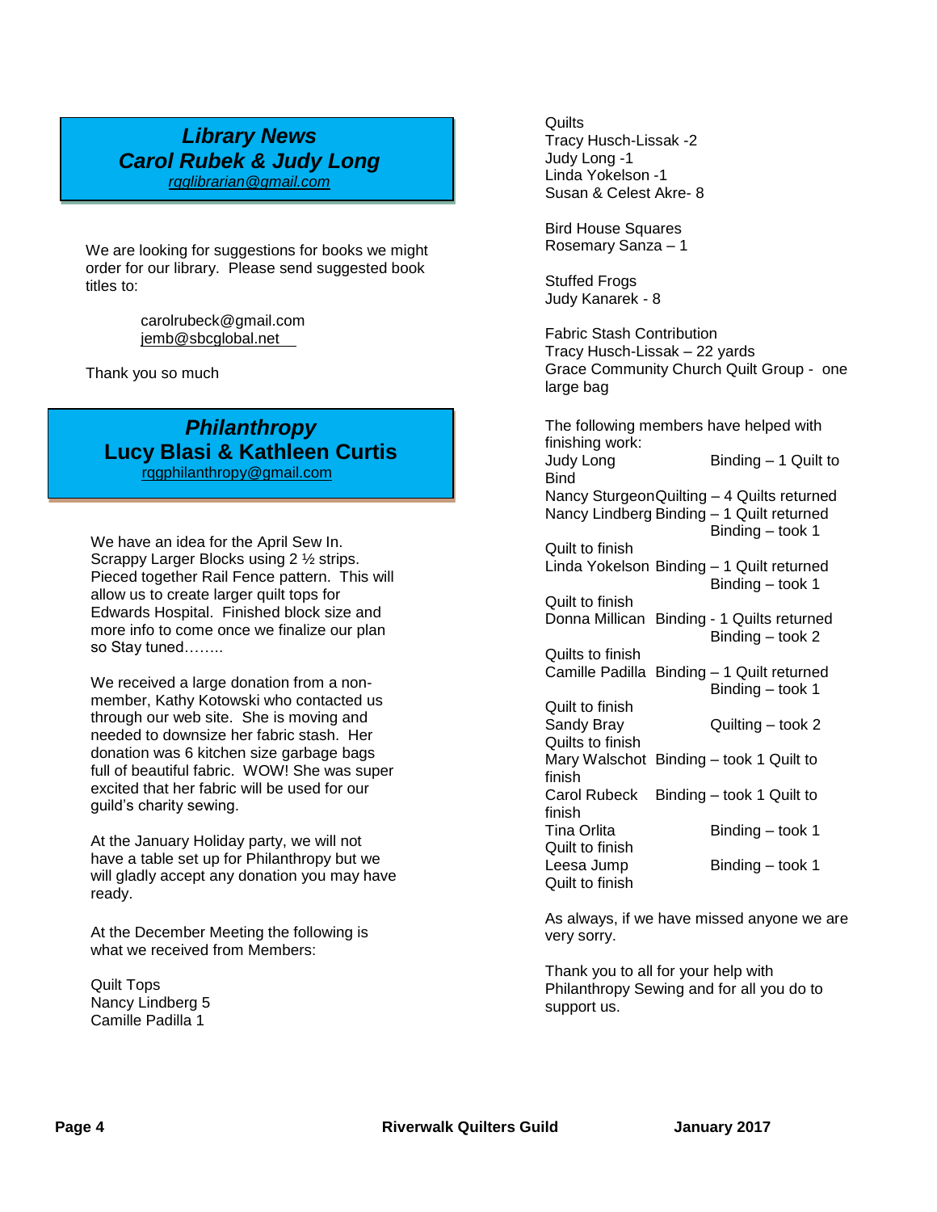## *Library News*
## *Carol Rubek & Judy Long*

rqglibrarian@gmail.com

We are looking for suggestions for books we might order for our library. Please send suggested book titles to:

carolrubeck@gmail.com
jemb@sbcglobal.net

Thank you so much

## *Philanthropy*
## Lucy Blasi & Kathleen Curtis

rqgphilanthropy@gmail.com

We have an idea for the April Sew In. Scrappy Larger Blocks using 2 ½ strips. Pieced together Rail Fence pattern. This will allow us to create larger quilt tops for Edwards Hospital. Finished block size and more info to come once we finalize our plan so Stay tuned……..

We received a large donation from a non-member, Kathy Kotowski who contacted us through our web site. She is moving and needed to downsize her fabric stash. Her donation was 6 kitchen size garbage bags full of beautiful fabric. WOW! She was super excited that her fabric will be used for our guild's charity sewing.

At the January Holiday party, we will not have a table set up for Philanthropy but we will gladly accept any donation you may have ready.

At the December Meeting the following is what we received from Members:

Quilt Tops
Nancy Lindberg 5
Camille Padilla 1

Quilts
Tracy Husch-Lissak -2
Judy Long -1
Linda Yokelson -1
Susan & Celest Akre- 8

Bird House Squares
Rosemary Sanza – 1

Stuffed Frogs
Judy Kanarek - 8

Fabric Stash Contribution
Tracy Husch-Lissak – 22 yards
Grace Community Church Quilt Group - one large bag

The following members have helped with finishing work:

Judy Long Binding – 1 Quilt to Bind
Nancy Sturgeon Quilting – 4 Quilts returned
Nancy Lindberg Binding – 1 Quilt returned Binding – took 1 Quilt to finish
Linda Yokelson Binding – 1 Quilt returned Binding – took 1 Quilt to finish
Donna Millican Binding - 1 Quilts returned Binding – took 2 Quilts to finish
Camille Padilla Binding – 1 Quilt returned Binding – took 1 Quilt to finish
Sandy Bray Quilting – took 2 Quilts to finish
Mary Walschot Binding – took 1 Quilt to finish
Carol Rubeck Binding – took 1 Quilt to finish
Tina Orlita Binding – took 1 Quilt to finish
Leesa Jump Binding – took 1 Quilt to finish

As always, if we have missed anyone we are very sorry.

Thank you to all for your help with Philanthropy Sewing and for all you do to support us.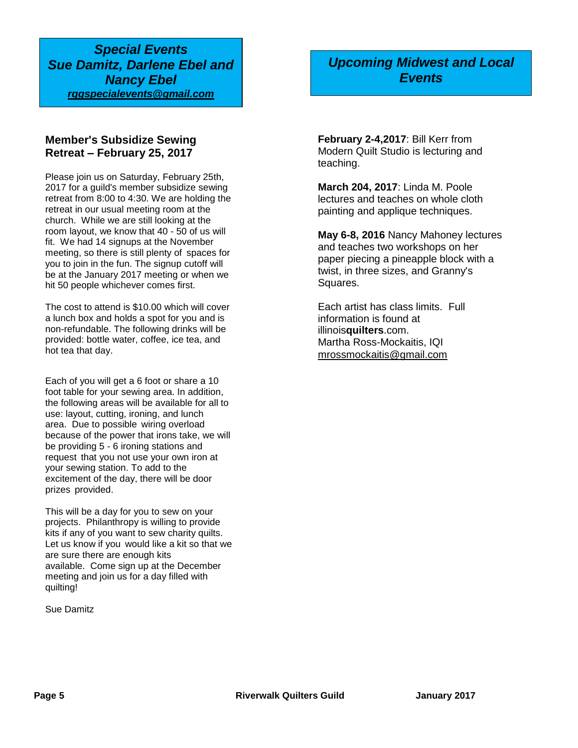## *Special Events*
## *Sue Damitz, Darlene Ebel and Nancy Ebel*

***rqgspecialevents@gmail.com***

### Member's Subsidize Sewing Retreat – February 25, 2017

Please join us on Saturday, February 25th, 2017 for a guild's member subsidize sewing retreat from 8:00 to 4:30. We are holding the retreat in our usual meeting room at the church. While we are still looking at the room layout, we know that 40 - 50 of us will fit. We had 14 signups at the November meeting, so there is still plenty of spaces for you to join in the fun. The signup cutoff will be at the January 2017 meeting or when we hit 50 people whichever comes first.

The cost to attend is $10.00 which will cover a lunch box and holds a spot for you and is non-refundable. The following drinks will be provided: bottle water, coffee, ice tea, and hot tea that day.

Each of you will get a 6 foot or share a 10 foot table for your sewing area. In addition, the following areas will be available for all to use: layout, cutting, ironing, and lunch area. Due to possible wiring overload because of the power that irons take, we will be providing 5 - 6 ironing stations and request that you not use your own iron at your sewing station. To add to the excitement of the day, there will be door prizes provided.

This will be a day for you to sew on your projects. Philanthropy is willing to provide kits if any of you want to sew charity quilts. Let us know if you would like a kit so that we are sure there are enough kits available. Come sign up at the December meeting and join us for a day filled with quilting!

Sue Damitz

## *Upcoming Midwest and Local Events*

**February 2-4,2017**: Bill Kerr from Modern Quilt Studio is lecturing and teaching.

**March 204, 2017**: Linda M. Poole lectures and teaches on whole cloth painting and applique techniques.

**May 6-8, 2016** Nancy Mahoney lectures and teaches two workshops on her paper piecing a pineapple block with a twist, in three sizes, and Granny's Squares.

Each artist has class limits. Full information is found at illinois**quilters**.com.
Martha Ross-Mockaitis, IQI
mrossmockaitis@gmail.com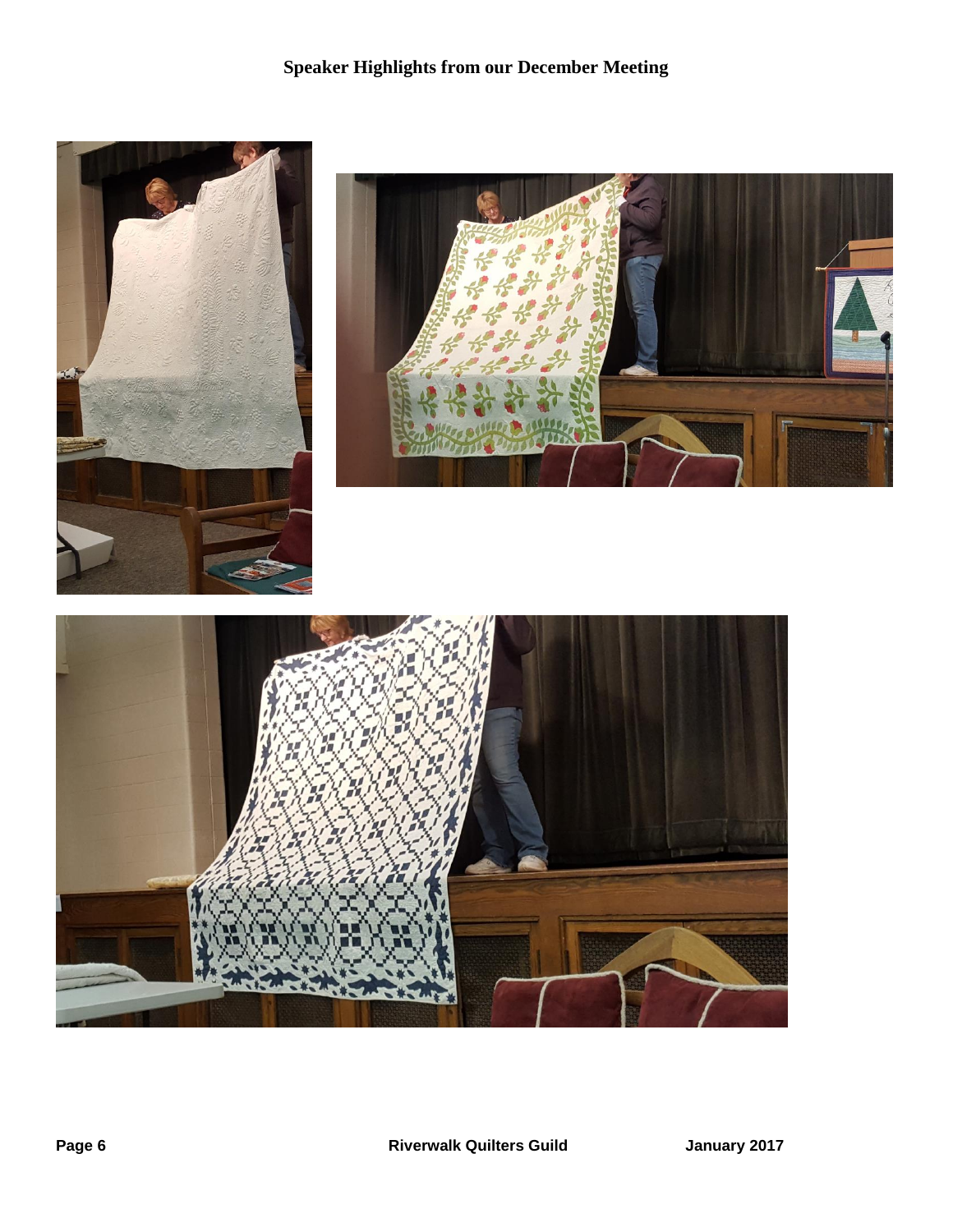**Speaker Highlights from our December Meeting**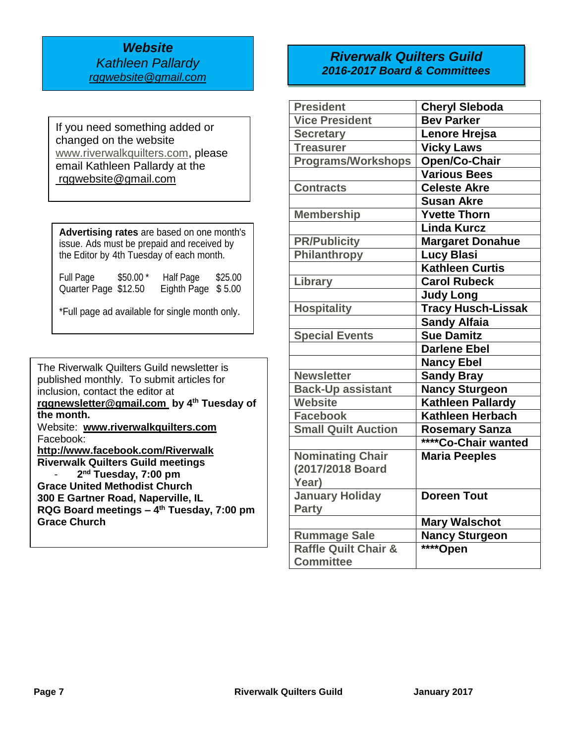**_Website_**

_Kathleen Pallardy_

_rqgwebsite@gmail.com_

If you need something added or changed on the website www.riverwalkquilters.com, please email Kathleen Pallardy at the rqgwebsite@gmail.com

**Advertising rates** are based on one month's issue. Ads must be prepaid and received by the Editor by 4th Tuesday of each month.

| | | | |
|---|---|---|---|
| Full Page | $50.00 * | Half Page | $25.00 |
| Quarter Page | $12.50 | Eighth Page | $ 5.00 |

*Full page ad available for single month only.

The Riverwalk Quilters Guild newsletter is published monthly. To submit articles for inclusion, contact the editor at **rqgnewsletter@gmail.com by 4th Tuesday of the month.**

Website: **www.riverwalkquilters.com**

Facebook: **http://www.facebook.com/Riverwalk**

**Riverwalk Quilters Guild meetings**

- **2nd Tuesday, 7:00 pm**

**Grace United Methodist Church**

**300 E Gartner Road, Naperville, IL**

**RQG Board meetings – 4th Tuesday, 7:00 pm Grace Church**

## _Riverwalk Quilters Guild_
### _2016-2017 Board & Committees_

| | |
|---|---|
| **President** | **Cheryl Sleboda** |
| **Vice President** | **Bev Parker** |
| **Secretary** | **Lenore Hrejsa** |
| **Treasurer** | **Vicky Laws** |
| **Programs/Workshops** | **Open/Co-Chair** |
| | **Various Bees** |
| **Contracts** | **Celeste Akre** |
| | **Susan Akre** |
| **Membership** | **Yvette Thorn** |
| | **Linda Kurcz** |
| **PR/Publicity** | **Margaret Donahue** |
| **Philanthropy** | **Lucy Blasi** |
| | **Kathleen Curtis** |
| **Library** | **Carol Rubeck** |
| | **Judy Long** |
| **Hospitality** | **Tracy Husch-Lissak** |
| | **Sandy Alfaia** |
| **Special Events** | **Sue Damitz** |
| | **Darlene Ebel** |
| | **Nancy Ebel** |
| **Newsletter** | **Sandy Bray** |
| **Back-Up assistant** | **Nancy Sturgeon** |
| **Website** | **Kathleen Pallardy** |
| **Facebook** | **Kathleen Herbach** |
| **Small Quilt Auction** | **Rosemary Sanza** |
| | **\*\*\*\*Co-Chair wanted** |
| **Nominating Chair (2017/2018 Board Year)** | **Maria Peeples** |
| **January Holiday Party** | **Doreen Tout** |
| | **Mary Walschot** |
| **Rummage Sale** | **Nancy Sturgeon** |
| **Raffle Quilt Chair & Committee** | **\*\*\*\*Open** |